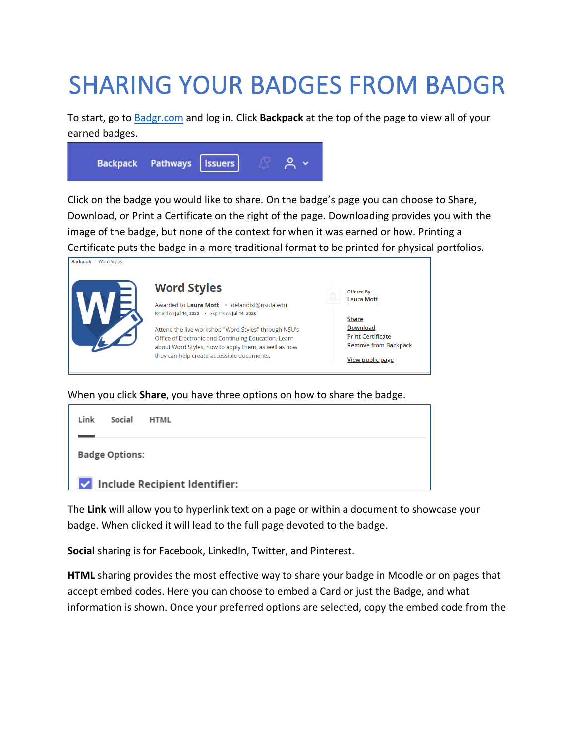# SHARING YOUR BADGES FROM BADGR

To start, go to [Badgr.com](https://badgr.com) and log in. Click **Backpack** at the top of the page to view all of your earned badges.

Click on the badge you would like to share. On the badge's page you can choose to Share, Download, or Print a Certificate on the right of the page. Downloading provides you with the image of the badge, but none of the context for when it was earned or how. Printing a Certificate puts the badge in a more traditional format to be printed for physical portfolios.

When you click **Share**, you have three options on how to share the badge.

The **Link** will allow you to hyperlink text on a page or within a document to showcase your badge. When clicked it will lead to the full page devoted to the badge.

**Social** sharing is for Facebook, LinkedIn, Twitter, and Pinterest.

**HTML** sharing provides the most effective way to share your badge in Moodle or on pages that accept embed codes. Here you can choose to embed a Card or just the Badge, and what information is shown. Once your preferred options are selected, copy the embed code from the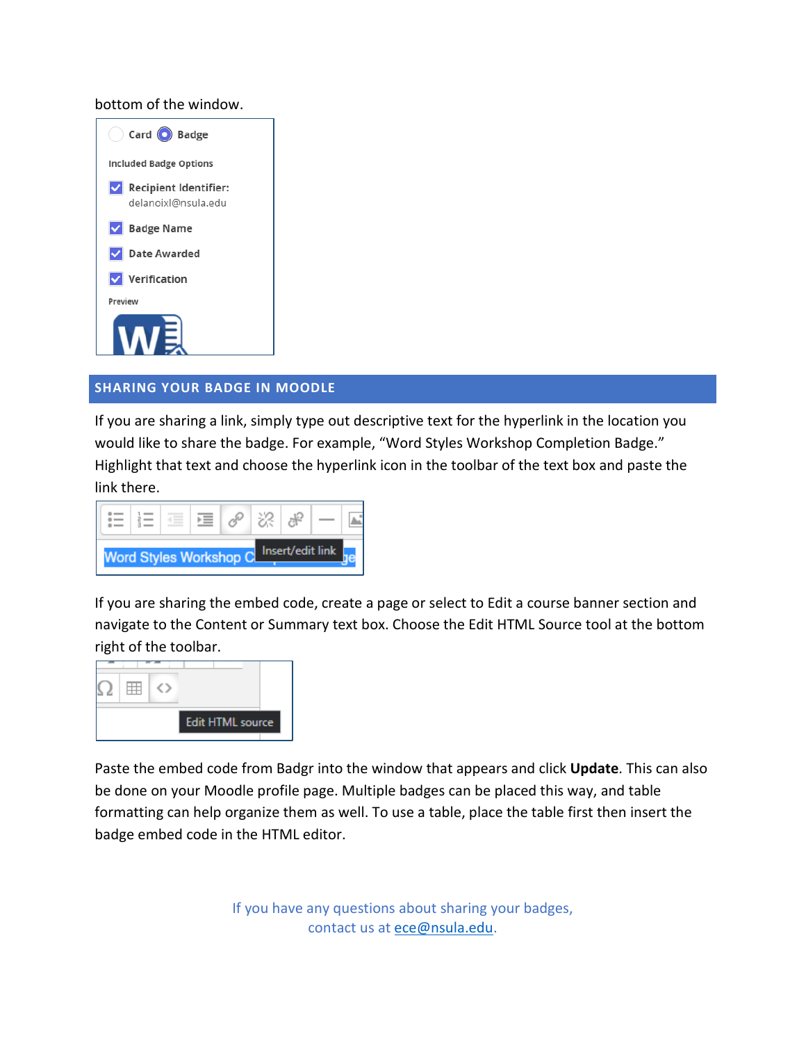bottom of the window.

## SHARING YOUR BADGE IN MOODLE

If you are sharing a link, simply type out descriptive text for the hyperlink in the location you would like to share the badge. For example, “Word Styles Workshop Completion Badge.” Highlight that text and choose the hyperlink icon in the toolbar of the text box and paste the link there.

If you are sharing the embed code, create a page or select to Edit a course banner section and navigate to the Content or Summary text box. Choose the Edit HTML Source tool at the bottom right of the toolbar.

Paste the embed code from Badgr into the window that appears and click **Update**. This can also be done on your Moodle profile page. Multiple badges can be placed this way, and table formatting can help organize them as well. To use a table, place the table first then insert the badge embed code in the HTML editor.

If you have any questions about sharing your badges, contact us at ece@nsula.edu.